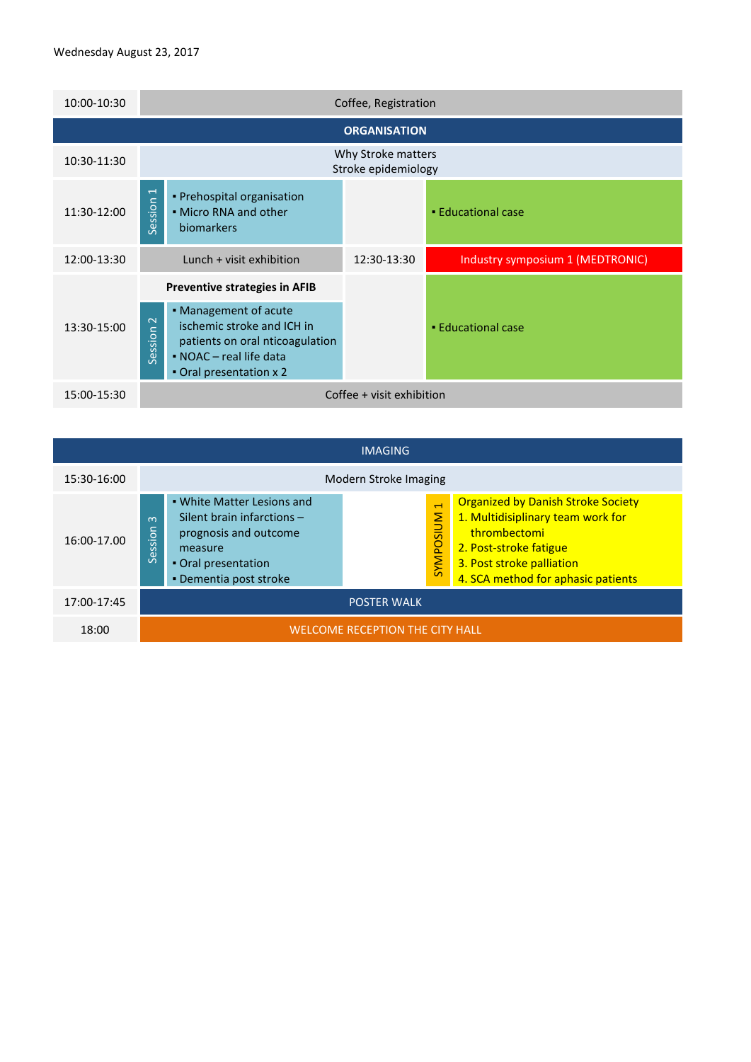Wednesday August 23, 2017

| Time | | | | |
|---|---|---|---|---|
| 10:00-10:30 | Coffee, Registration | | | |
| **ORGANISATION** | | | | |
| 10:30-11:30 | Why Stroke matters<br>Stroke epidemiology | | | |
| 11:30-12:00 | Session 1 | ▪ Prehospital organisation<br>▪ Micro RNA and other biomarkers | | ▪ Educational case |
| 12:00-13:30 | Lunch + visit exhibition | | 12:30-13:30 | Industry symposium 1 (MEDTRONIC) |
| 13:30-15:00 | **Preventive strategies in AFIB** | | | ▪ Educational case |
| | Session 2 | ▪ Management of acute ischemic stroke and ICH in patients on oral nticoagulation<br>▪ NOAC – real life data<br>▪ Oral presentation x 2 | | |
| 15:00-15:30 | Coffee + visit exhibition | | | |

| Time | | | | |
|---|---|---|---|---|
| IMAGING | | | | |
| 15:30-16:00 | Modern Stroke Imaging | | | |
| 16:00-17.00 | Session 3 | ▪ White Matter Lesions and Silent brain infarctions – prognosis and outcome measure<br>▪ Oral presentation<br>▪ Dementia post stroke | SYMPOSIUM 1 | Organized by Danish Stroke Society<br>1. Multidisiplinary team work for thrombectomi<br>2. Post-stroke fatigue<br>3. Post stroke palliation<br>4. SCA method for aphasic patients |
| 17:00-17:45 | POSTER WALK | | | |
| 18:00 | WELCOME RECEPTION THE CITY HALL | | | |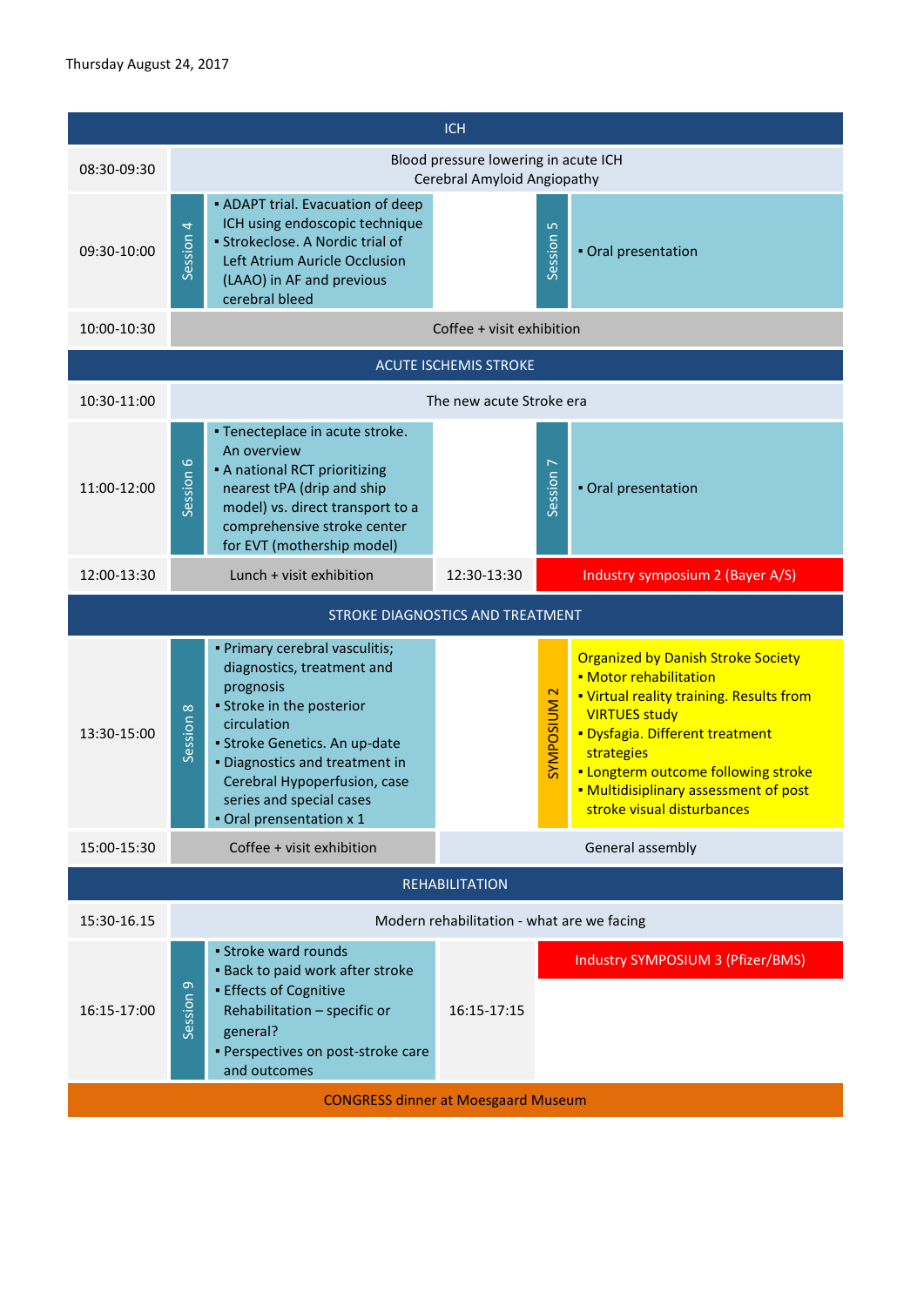Thursday August 24, 2017

| Time | | | | | |
|---|---|---|---|---|---|
| **ICH** | | | | | |
| 08:30-09:30 | Blood pressure lowering in acute ICH<br>Cerebral Amyloid Angiopathy | | | | |
| 09:30-10:00 | Session 4 | ▪ ADAPT trial. Evacuation of deep ICH using endoscopic technique<br>▪ Strokeclose. A Nordic trial of Left Atrium Auricle Occlusion (LAAO) in AF and previous cerebral bleed | | Session 5 | ▪ Oral presentation |
| 10:00-10:30 | Coffee + visit exhibition | | | | |
| **ACUTE ISCHEMIS STROKE** | | | | | |
| 10:30-11:00 | The new acute Stroke era | | | | |
| 11:00-12:00 | Session 6 | ▪ Tenecteplace in acute stroke. An overview<br>▪ A national RCT prioritizing nearest tPA (drip and ship model) vs. direct transport to a comprehensive stroke center for EVT (mothership model) | | Session 7 | ▪ Oral presentation |
| 12:00-13:30 | Lunch + visit exhibition | | 12:30-13:30 | Industry symposium 2 (Bayer A/S) | |
| **STROKE DIAGNOSTICS AND TREATMENT** | | | | | |
| 13:30-15:00 | Session 8 | ▪ Primary cerebral vasculitis; diagnostics, treatment and prognosis<br>▪ Stroke in the posterior circulation<br>▪ Stroke Genetics. An up-date<br>▪ Diagnostics and treatment in Cerebral Hypoperfusion, case series and special cases<br>▪ Oral presentation x 1 | | SYMPOSIUM 2 | Organized by Danish Stroke Society<br>▪ Motor rehabilitation<br>▪ Virtual reality training. Results from VIRTUES study<br>▪ Dysfagia. Different treatment strategies<br>▪ Longterm outcome following stroke<br>▪ Multidisiplinary assessment of post stroke visual disturbances |
| 15:00-15:30 | Coffee + visit exhibition | | General assembly | | |
| **REHABILITATION** | | | | | |
| 15:30-16.15 | Modern rehabilitation - what are we facing | | | | |
| 16:15-17:00 | Session 9 | ▪ Stroke ward rounds<br>▪ Back to paid work after stroke<br>▪ Effects of Cognitive Rehabilitation – specific or general?<br>▪ Perspectives on post-stroke care and outcomes | 16:15-17:15 | Industry SYMPOSIUM 3 (Pfizer/BMS) | |
| **CONGRESS dinner at Moesgaard Museum** | | | | | |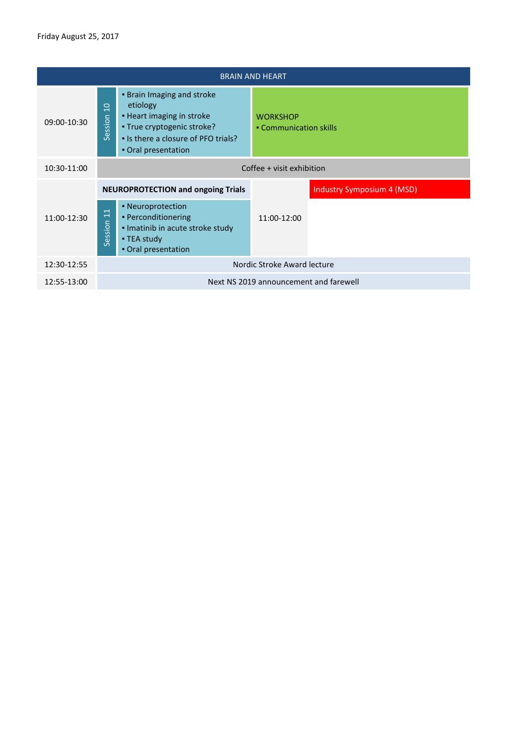Friday August 25, 2017

| BRAIN AND HEART | | | | |
|---|---|---|---|---|
| 09:00-10:30 | Session 10 | ▪ Brain Imaging and stroke etiology<br>▪ Heart imaging in stroke<br>▪ True cryptogenic stroke?<br>▪ Is there a closure of PFO trials?<br>▪ Oral presentation | WORKSHOP<br>▪ Communication skills | |
| 10:30-11:00 | Coffee + visit exhibition | | | |
| 11:00-12:30 | | **NEUROPROTECTION and ongoing Trials** | 11:00-12:00 | Industry Symposium 4 (MSD) |
| | Session 11 | ▪ Neuroprotection<br>▪ Perconditionering<br>▪ Imatinib in acute stroke study<br>▪ TEA study<br>▪ Oral presentation | | |
| 12:30-12:55 | Nordic Stroke Award lecture | | | |
| 12:55-13:00 | Next NS 2019 announcement and farewell | | | |